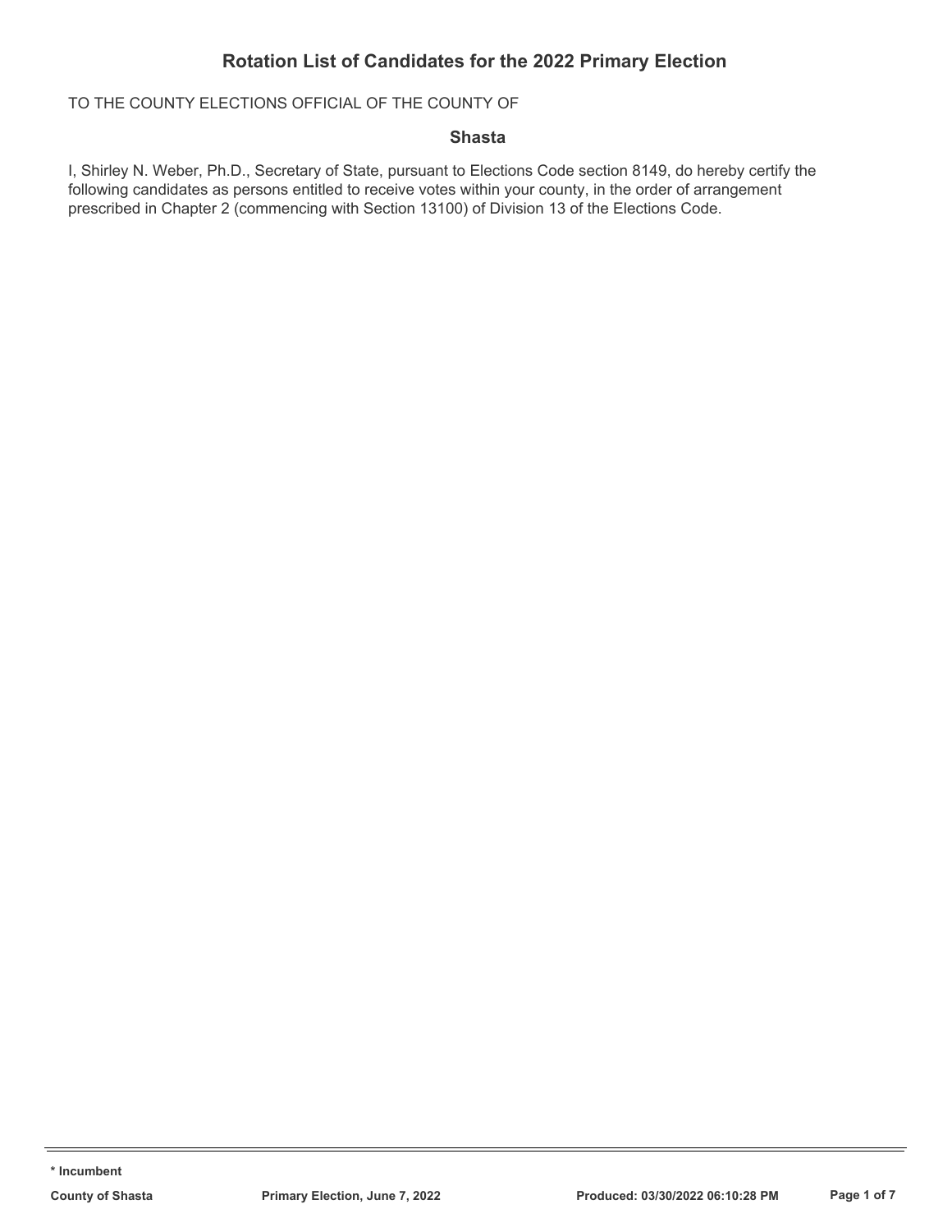# Rotation List of Candidates for the 2022 Primary Election

TO THE COUNTY ELECTIONS OFFICIAL OF THE COUNTY OF

**Shasta**

I, Shirley N. Weber, Ph.D., Secretary of State, pursuant to Elections Code section 8149, do hereby certify the following candidates as persons entitled to receive votes within your county, in the order of arrangement prescribed in Chapter 2 (commencing with Section 13100) of Division 13 of the Elections Code.

**\* Incumbent**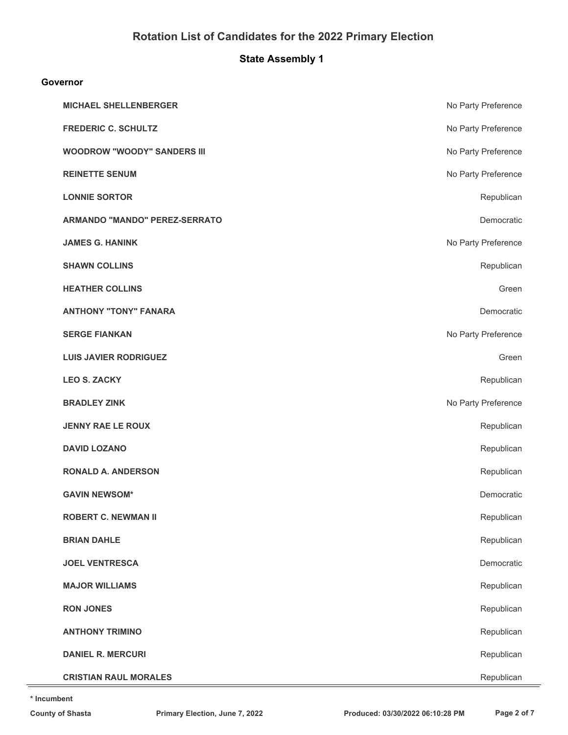# Rotation List of Candidates for the 2022 Primary Election

## State Assembly 1

### Governor

| Candidate | Party |
|---|---|
| **MICHAEL SHELLENBERGER** | No Party Preference |
| **FREDERIC C. SCHULTZ** | No Party Preference |
| **WOODROW "WOODY" SANDERS III** | No Party Preference |
| **REINETTE SENUM** | No Party Preference |
| **LONNIE SORTOR** | Republican |
| **ARMANDO "MANDO" PEREZ-SERRATO** | Democratic |
| **JAMES G. HANINK** | No Party Preference |
| **SHAWN COLLINS** | Republican |
| **HEATHER COLLINS** | Green |
| **ANTHONY "TONY" FANARA** | Democratic |
| **SERGE FIANKAN** | No Party Preference |
| **LUIS JAVIER RODRIGUEZ** | Green |
| **LEO S. ZACKY** | Republican |
| **BRADLEY ZINK** | No Party Preference |
| **JENNY RAE LE ROUX** | Republican |
| **DAVID LOZANO** | Republican |
| **RONALD A. ANDERSON** | Republican |
| **GAVIN NEWSOM*** | Democratic |
| **ROBERT C. NEWMAN II** | Republican |
| **BRIAN DAHLE** | Republican |
| **JOEL VENTRESCA** | Democratic |
| **MAJOR WILLIAMS** | Republican |
| **RON JONES** | Republican |
| **ANTHONY TRIMINO** | Republican |
| **DANIEL R. MERCURI** | Republican |
| **CRISTIAN RAUL MORALES** | Republican |

* Incumbent

County of Shasta — Primary Election, June 7, 2022 — Produced: 03/30/2022 06:10:28 PM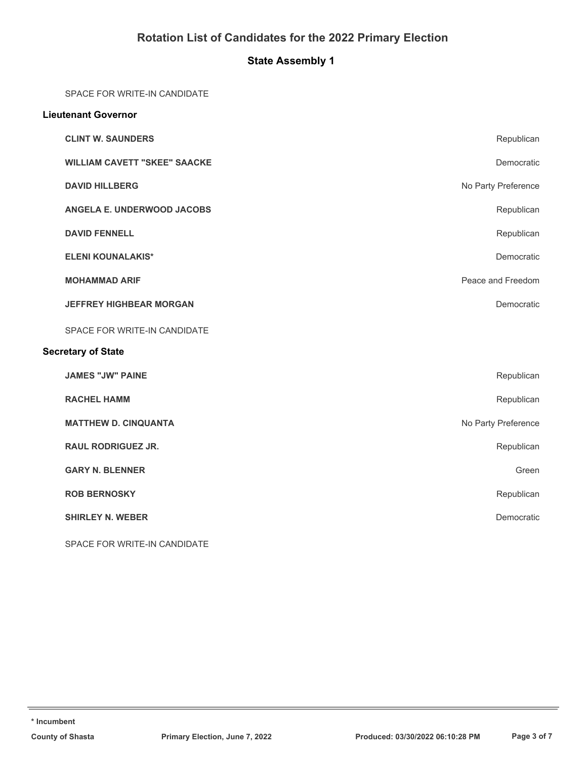# Rotation List of Candidates for the 2022 Primary Election

## State Assembly 1

SPACE FOR WRITE-IN CANDIDATE

### Lieutenant Governor

| Candidate | Party |
|---|---|
| **CLINT W. SAUNDERS** | Republican |
| **WILLIAM CAVETT "SKEE" SAACKE** | Democratic |
| **DAVID HILLBERG** | No Party Preference |
| **ANGELA E. UNDERWOOD JACOBS** | Republican |
| **DAVID FENNELL** | Republican |
| **ELENI KOUNALAKIS*** | Democratic |
| **MOHAMMAD ARIF** | Peace and Freedom |
| **JEFFREY HIGHBEAR MORGAN** | Democratic |

SPACE FOR WRITE-IN CANDIDATE

### Secretary of State

| Candidate | Party |
|---|---|
| **JAMES "JW" PAINE** | Republican |
| **RACHEL HAMM** | Republican |
| **MATTHEW D. CINQUANTA** | No Party Preference |
| **RAUL RODRIGUEZ JR.** | Republican |
| **GARY N. BLENNER** | Green |
| **ROB BERNOSKY** | Republican |
| **SHIRLEY N. WEBER** | Democratic |

SPACE FOR WRITE-IN CANDIDATE

\* Incumbent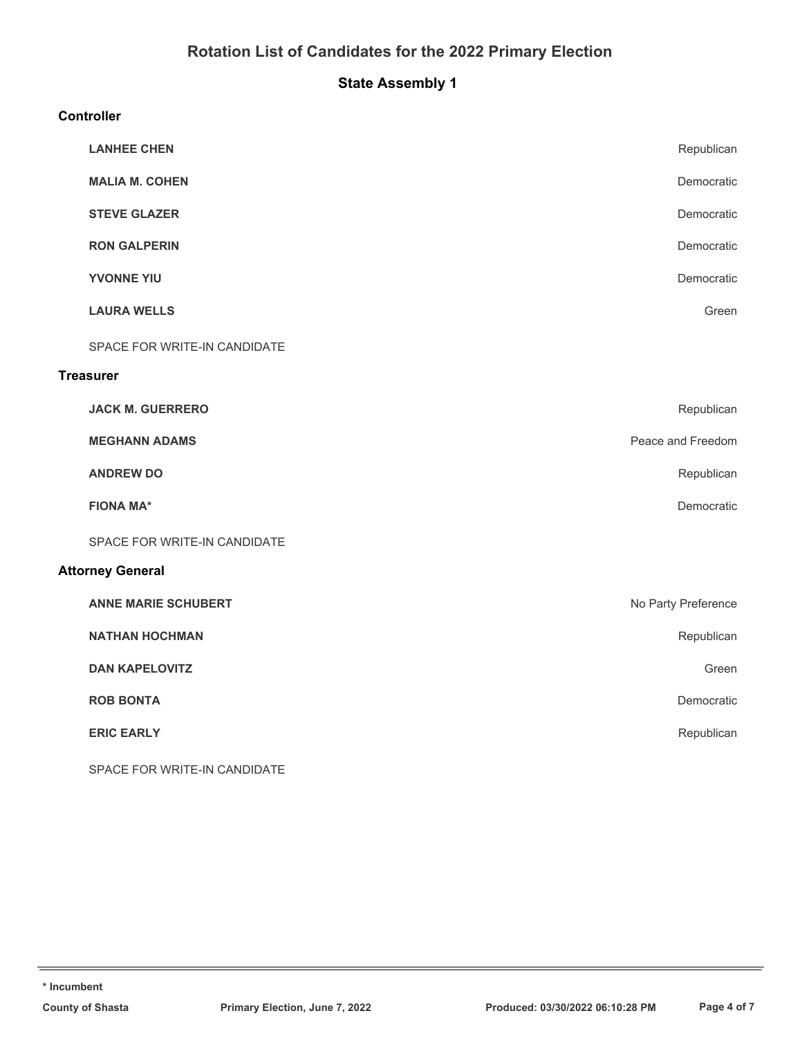# Rotation List of Candidates for the 2022 Primary Election

## State Assembly 1

### Controller

| Candidate | Party |
|---|---|
| **LANHEE CHEN** | Republican |
| **MALIA M. COHEN** | Democratic |
| **STEVE GLAZER** | Democratic |
| **RON GALPERIN** | Democratic |
| **YVONNE YIU** | Democratic |
| **LAURA WELLS** | Green |

SPACE FOR WRITE-IN CANDIDATE

### Treasurer

| Candidate | Party |
|---|---|
| **JACK M. GUERRERO** | Republican |
| **MEGHANN ADAMS** | Peace and Freedom |
| **ANDREW DO** | Republican |
| **FIONA MA*** | Democratic |

SPACE FOR WRITE-IN CANDIDATE

### Attorney General

| Candidate | Party |
|---|---|
| **ANNE MARIE SCHUBERT** | No Party Preference |
| **NATHAN HOCHMAN** | Republican |
| **DAN KAPELOVITZ** | Green |
| **ROB BONTA** | Democratic |
| **ERIC EARLY** | Republican |

SPACE FOR WRITE-IN CANDIDATE

**\* Incumbent**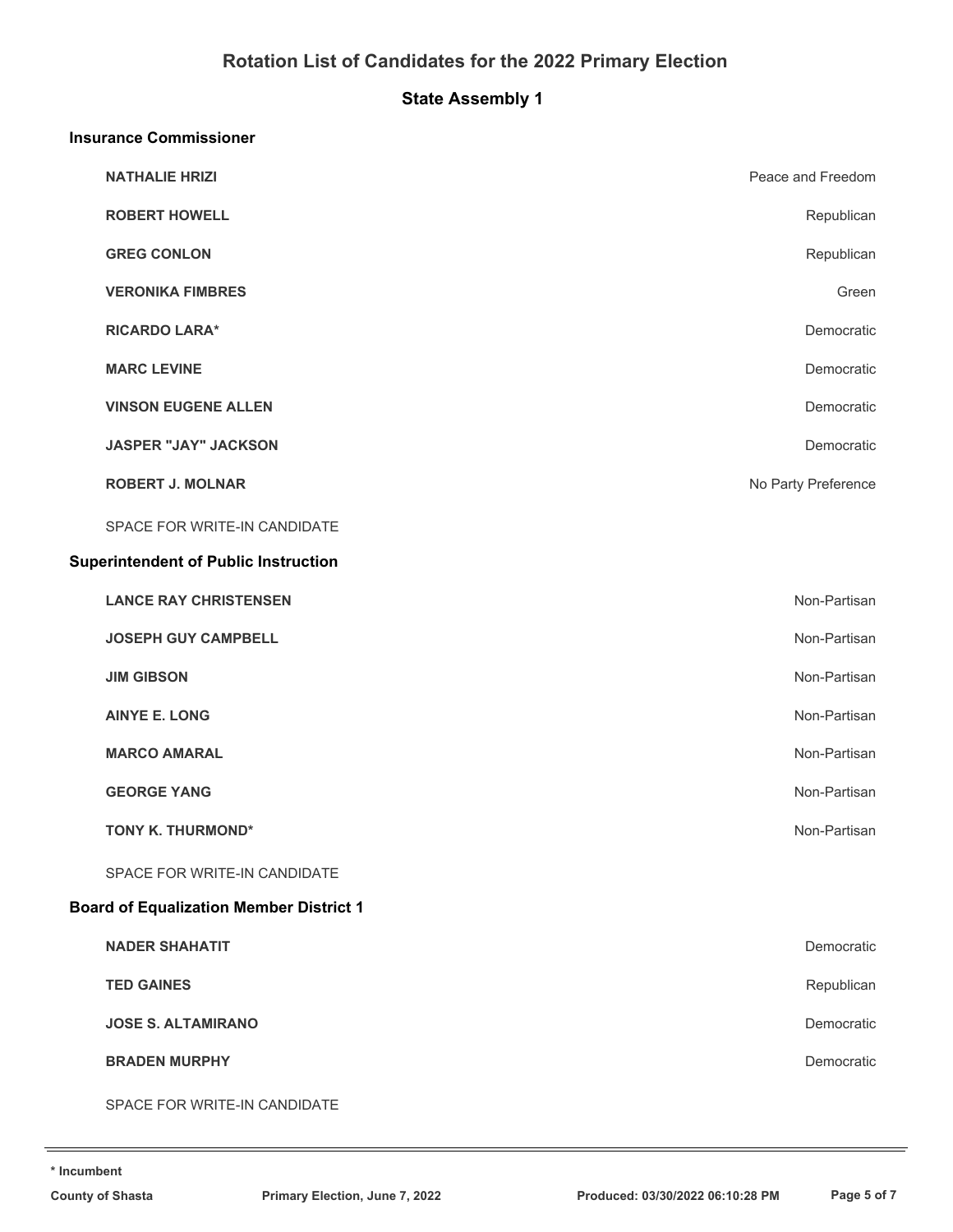# Rotation List of Candidates for the 2022 Primary Election

## State Assembly 1

### Insurance Commissioner

| Candidate | Party |
|---|---|
| **NATHALIE HRIZI** | Peace and Freedom |
| **ROBERT HOWELL** | Republican |
| **GREG CONLON** | Republican |
| **VERONIKA FIMBRES** | Green |
| **RICARDO LARA*** | Democratic |
| **MARC LEVINE** | Democratic |
| **VINSON EUGENE ALLEN** | Democratic |
| **JASPER "JAY" JACKSON** | Democratic |
| **ROBERT J. MOLNAR** | No Party Preference |
| SPACE FOR WRITE-IN CANDIDATE | |

### Superintendent of Public Instruction

| Candidate | Party |
|---|---|
| **LANCE RAY CHRISTENSEN** | Non-Partisan |
| **JOSEPH GUY CAMPBELL** | Non-Partisan |
| **JIM GIBSON** | Non-Partisan |
| **AINYE E. LONG** | Non-Partisan |
| **MARCO AMARAL** | Non-Partisan |
| **GEORGE YANG** | Non-Partisan |
| **TONY K. THURMOND*** | Non-Partisan |
| SPACE FOR WRITE-IN CANDIDATE | |

### Board of Equalization Member District 1

| Candidate | Party |
|---|---|
| **NADER SHAHATIT** | Democratic |
| **TED GAINES** | Republican |
| **JOSE S. ALTAMIRANO** | Democratic |
| **BRADEN MURPHY** | Democratic |
| SPACE FOR WRITE-IN CANDIDATE | |

**\* Incumbent**

**County of Shasta** **Primary Election, June 7, 2022** **Produced: 03/30/2022 06:10:28 PM**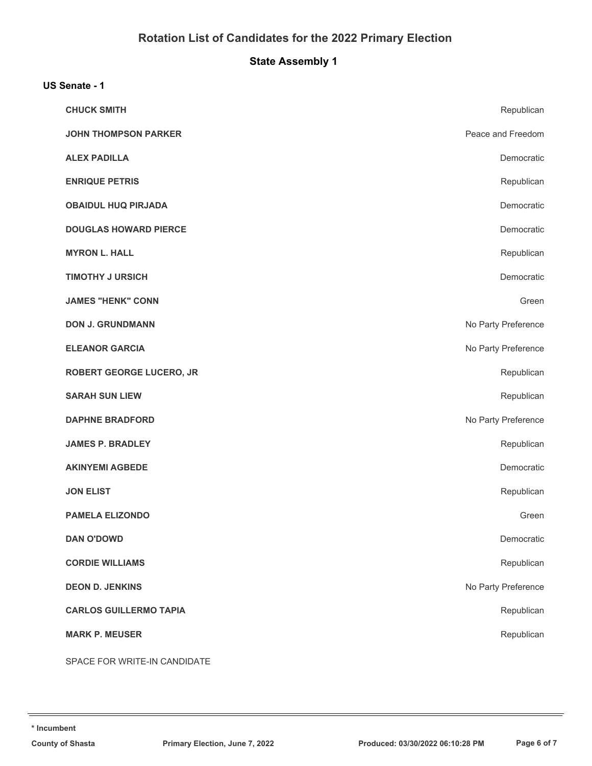# Rotation List of Candidates for the 2022 Primary Election

## State Assembly 1

### US Senate - 1

| Candidate | Party |
|---|---|
| **CHUCK SMITH** | Republican |
| **JOHN THOMPSON PARKER** | Peace and Freedom |
| **ALEX PADILLA** | Democratic |
| **ENRIQUE PETRIS** | Republican |
| **OBAIDUL HUQ PIRJADA** | Democratic |
| **DOUGLAS HOWARD PIERCE** | Democratic |
| **MYRON L. HALL** | Republican |
| **TIMOTHY J URSICH** | Democratic |
| **JAMES "HENK" CONN** | Green |
| **DON J. GRUNDMANN** | No Party Preference |
| **ELEANOR GARCIA** | No Party Preference |
| **ROBERT GEORGE LUCERO, JR** | Republican |
| **SARAH SUN LIEW** | Republican |
| **DAPHNE BRADFORD** | No Party Preference |
| **JAMES P. BRADLEY** | Republican |
| **AKINYEMI AGBEDE** | Democratic |
| **JON ELIST** | Republican |
| **PAMELA ELIZONDO** | Green |
| **DAN O'DOWD** | Democratic |
| **CORDIE WILLIAMS** | Republican |
| **DEON D. JENKINS** | No Party Preference |
| **CARLOS GUILLERMO TAPIA** | Republican |
| **MARK P. MEUSER** | Republican |

SPACE FOR WRITE-IN CANDIDATE

**\* Incumbent**

**County of Shasta** **Primary Election, June 7, 2022** **Produced: 03/30/2022 06:10:28 PM**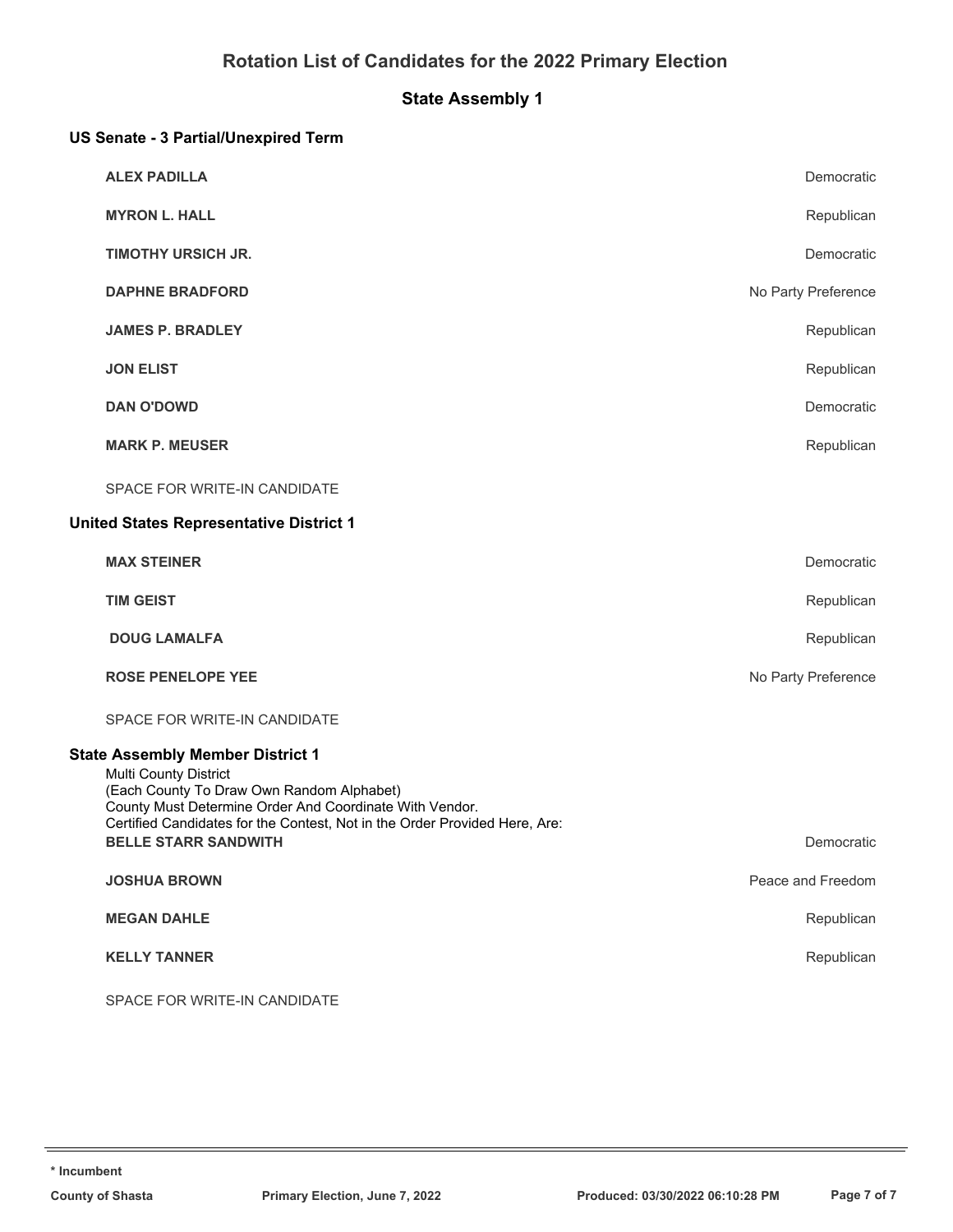# Rotation List of Candidates for the 2022 Primary Election

## State Assembly 1

### US Senate - 3 Partial/Unexpired Term

| | |
|---|---|
| **ALEX PADILLA** | Democratic |
| **MYRON L. HALL** | Republican |
| **TIMOTHY URSICH JR.** | Democratic |
| **DAPHNE BRADFORD** | No Party Preference |
| **JAMES P. BRADLEY** | Republican |
| **JON ELIST** | Republican |
| **DAN O'DOWD** | Democratic |
| **MARK P. MEUSER** | Republican |

SPACE FOR WRITE-IN CANDIDATE

### United States Representative District 1

| | |
|---|---|
| **MAX STEINER** | Democratic |
| **TIM GEIST** | Republican |
| **DOUG LAMALFA** | Republican |
| **ROSE PENELOPE YEE** | No Party Preference |

SPACE FOR WRITE-IN CANDIDATE

### State Assembly Member District 1

Multi County District
(Each County To Draw Own Random Alphabet)
County Must Determine Order And Coordinate With Vendor.
Certified Candidates for the Contest, Not in the Order Provided Here, Are:

| | |
|---|---|
| **BELLE STARR SANDWITH** | Democratic |
| **JOSHUA BROWN** | Peace and Freedom |
| **MEGAN DAHLE** | Republican |
| **KELLY TANNER** | Republican |

SPACE FOR WRITE-IN CANDIDATE

**\* Incumbent**

**County of Shasta** **Primary Election, June 7, 2022** **Produced: 03/30/2022 06:10:28 PM**